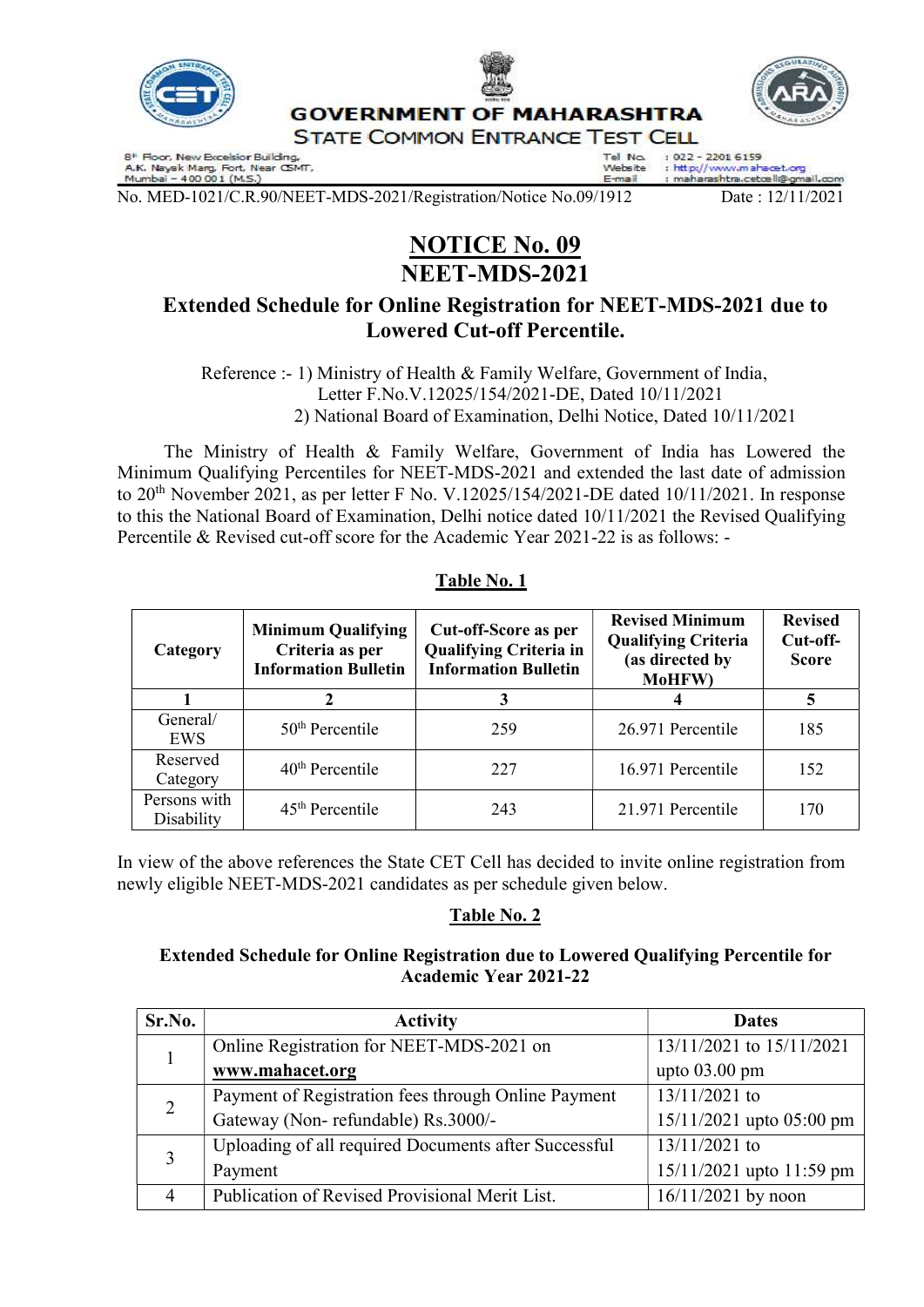# GOVERNMENT OF MAHARASHTRA
## STATE COMMON ENTRANCE TEST CELL

8th Floor, New Excelsior Building,
A.K. Nayak Marg, Fort, Near CSMT,
Mumbai – 400 001 (M.S.)

Tel. No. : 022 - 2201 6159
Website : http://www.mahacet.org
E-mail : maharashtra.cetcell@gmail.com

No. MED-1021/C.R.90/NEET-MDS-2021/Registration/Notice No.09/1912 Date : 12/11/2021

# NOTICE No. 09
# NEET-MDS-2021

## Extended Schedule for Online Registration for NEET-MDS-2021 due to Lowered Cut-off Percentile.

Reference :- 1) Ministry of Health & Family Welfare, Government of India, Letter F.No.V.12025/154/2021-DE, Dated 10/11/2021
2) National Board of Examination, Delhi Notice, Dated 10/11/2021

The Ministry of Health & Family Welfare, Government of India has Lowered the Minimum Qualifying Percentiles for NEET-MDS-2021 and extended the last date of admission to 20th November 2021, as per letter F No. V.12025/154/2021-DE dated 10/11/2021. In response to this the National Board of Examination, Delhi notice dated 10/11/2021 the Revised Qualifying Percentile & Revised cut-off score for the Academic Year 2021-22 is as follows: -

**Table No. 1**

| Category | Minimum Qualifying Criteria as per Information Bulletin | Cut-off-Score as per Qualifying Criteria in Information Bulletin | Revised Minimum Qualifying Criteria (as directed by MoHFW) | Revised Cut-off-Score |
|---|---|---|---|---|
| 1 | 2 | 3 | 4 | 5 |
| General/ EWS | 50th Percentile | 259 | 26.971 Percentile | 185 |
| Reserved Category | 40th Percentile | 227 | 16.971 Percentile | 152 |
| Persons with Disability | 45th Percentile | 243 | 21.971 Percentile | 170 |

In view of the above references the State CET Cell has decided to invite online registration from newly eligible NEET-MDS-2021 candidates as per schedule given below.

**Table No. 2**

**Extended Schedule for Online Registration due to Lowered Qualifying Percentile for Academic Year 2021-22**

| Sr.No. | Activity | Dates |
|---|---|---|
| 1 | Online Registration for NEET-MDS-2021 on **www.mahacet.org** | 13/11/2021 to 15/11/2021 upto 03.00 pm |
| 2 | Payment of Registration fees through Online Payment Gateway (Non- refundable) Rs.3000/- | 13/11/2021 to 15/11/2021 upto 05:00 pm |
| 3 | Uploading of all required Documents after Successful Payment | 13/11/2021 to 15/11/2021 upto 11:59 pm |
| 4 | Publication of Revised Provisional Merit List. | 16/11/2021 by noon |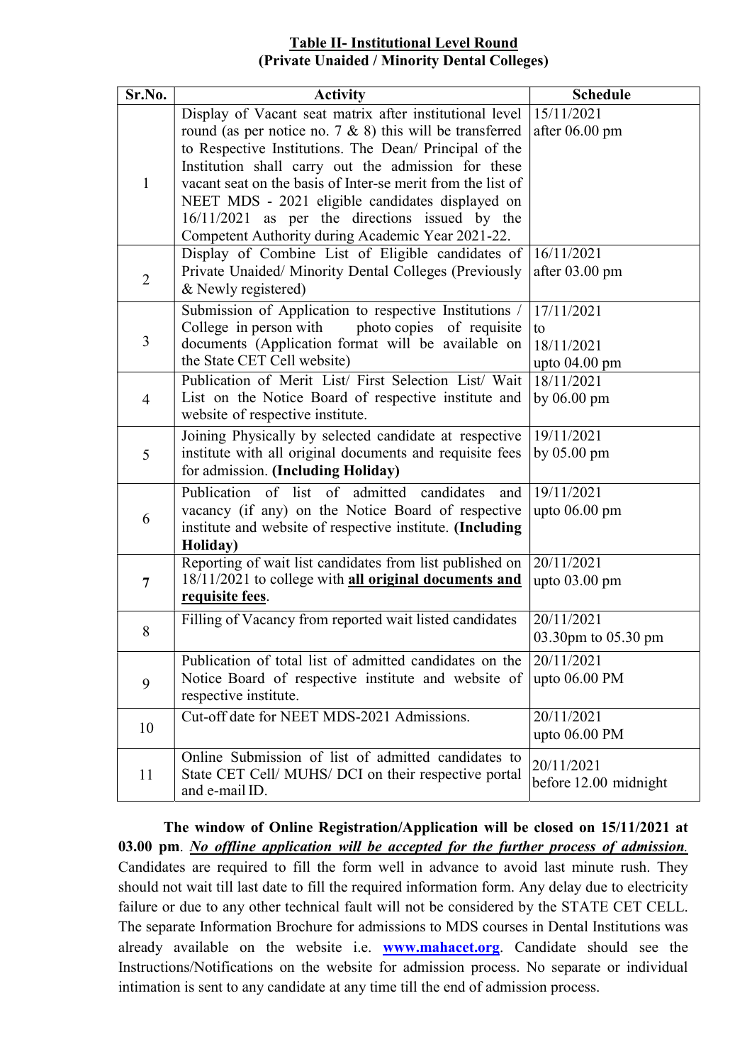## Table II- Institutional Level Round
### (Private Unaided / Minority Dental Colleges)

| Sr.No. | Activity | Schedule |
|---|---|---|
| 1 | Display of Vacant seat matrix after institutional level round (as per notice no. 7 & 8) this will be transferred to Respective Institutions. The Dean/ Principal of the Institution shall carry out the admission for these vacant seat on the basis of Inter-se merit from the list of NEET MDS - 2021 eligible candidates displayed on 16/11/2021 as per the directions issued by the Competent Authority during Academic Year 2021-22. | 15/11/2021 after 06.00 pm |
| 2 | Display of Combine List of Eligible candidates of Private Unaided/ Minority Dental Colleges (Previously & Newly registered) | 16/11/2021 after 03.00 pm |
| 3 | Submission of Application to respective Institutions / College in person with photo copies of requisite documents (Application format will be available on the State CET Cell website) | 17/11/2021 to 18/11/2021 upto 04.00 pm |
| 4 | Publication of Merit List/ First Selection List/ Wait List on the Notice Board of respective institute and website of respective institute. | 18/11/2021 by 06.00 pm |
| 5 | Joining Physically by selected candidate at respective institute with all original documents and requisite fees for admission. **(Including Holiday)** | 19/11/2021 by 05.00 pm |
| 6 | Publication of list of admitted candidates and vacancy (if any) on the Notice Board of respective institute and website of respective institute. **(Including Holiday)** | 19/11/2021 upto 06.00 pm |
| 7 | Reporting of wait list candidates from list published on 18/11/2021 to college with **all original documents and requisite fees**. | 20/11/2021 upto 03.00 pm |
| 8 | Filling of Vacancy from reported wait listed candidates | 20/11/2021 03.30pm to 05.30 pm |
| 9 | Publication of total list of admitted candidates on the Notice Board of respective institute and website of respective institute. | 20/11/2021 upto 06.00 PM |
| 10 | Cut-off date for NEET MDS-2021 Admissions. | 20/11/2021 upto 06.00 PM |
| 11 | Online Submission of list of admitted candidates to State CET Cell/ MUHS/ DCI on their respective portal and e-mail ID. | 20/11/2021 before 12.00 midnight |

**The window of Online Registration/Application will be closed on 15/11/2021 at 03.00 pm**. ***No offline application will be accepted for the further process of admission.*** Candidates are required to fill the form well in advance to avoid last minute rush. They should not wait till last date to fill the required information form. Any delay due to electricity failure or due to any other technical fault will not be considered by the STATE CET CELL. The separate Information Brochure for admissions to MDS courses in Dental Institutions was already available on the website i.e. **www.mahacet.org**. Candidate should see the Instructions/Notifications on the website for admission process. No separate or individual intimation is sent to any candidate at any time till the end of admission process.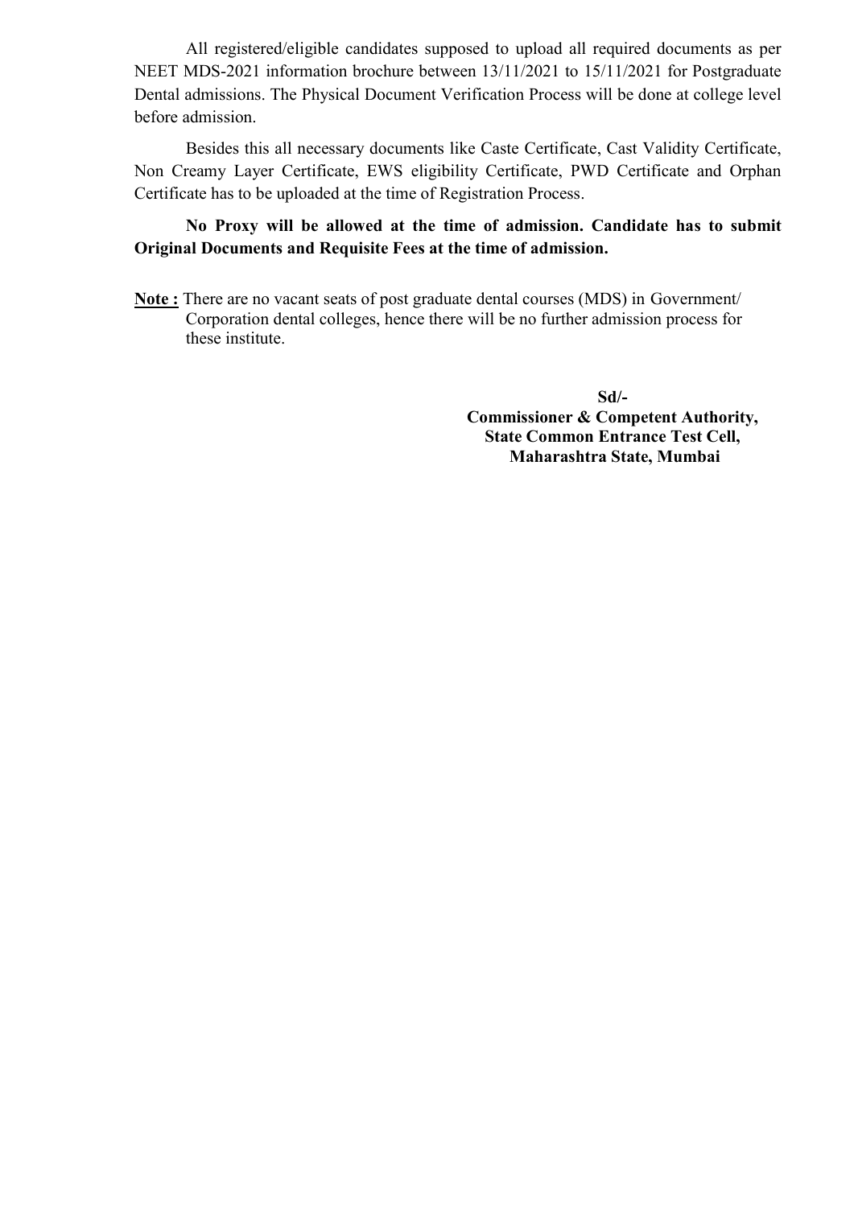All registered/eligible candidates supposed to upload all required documents as per NEET MDS-2021 information brochure between 13/11/2021 to 15/11/2021 for Postgraduate Dental admissions. The Physical Document Verification Process will be done at college level before admission.

Besides this all necessary documents like Caste Certificate, Cast Validity Certificate, Non Creamy Layer Certificate, EWS eligibility Certificate, PWD Certificate and Orphan Certificate has to be uploaded at the time of Registration Process.

**No Proxy will be allowed at the time of admission. Candidate has to submit Original Documents and Requisite Fees at the time of admission.**

**Note :** There are no vacant seats of post graduate dental courses (MDS) in Government/ Corporation dental colleges, hence there will be no further admission process for these institute.

**Sd/-**
**Commissioner & Competent Authority,**
**State Common Entrance Test Cell,**
**Maharashtra State, Mumbai**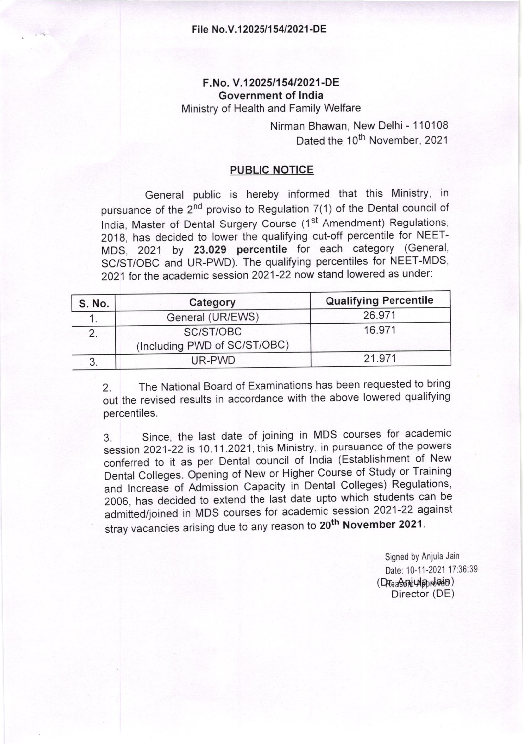File No.V.12025/154/2021-DE

**F.No. V.12025/154/2021-DE**
**Government of India**
Ministry of Health and Family Welfare

Nirman Bhawan, New Delhi - 110108
Dated the 10th November, 2021

## PUBLIC NOTICE

General public is hereby informed that this Ministry, in pursuance of the 2nd proviso to Regulation 7(1) of the Dental council of India, Master of Dental Surgery Course (1st Amendment) Regulations, 2018, has decided to lower the qualifying cut-off percentile for NEET-MDS, 2021 by **23.029 percentile** for each category (General, SC/ST/OBC and UR-PWD). The qualifying percentiles for NEET-MDS, 2021 for the academic session 2021-22 now stand lowered as under:

| S. No. | Category | Qualifying Percentile |
|---|---|---|
| 1. | General (UR/EWS) | 26.971 |
| 2. | SC/ST/OBC (Including PWD of SC/ST/OBC) | 16.971 |
| 3. | UR-PWD | 21.971 |

2. The National Board of Examinations has been requested to bring out the revised results in accordance with the above lowered qualifying percentiles.

3. Since, the last date of joining in MDS courses for academic session 2021-22 is 10.11.2021, this Ministry, in pursuance of the powers conferred to it as per Dental council of India (Establishment of New Dental Colleges. Opening of New or Higher Course of Study or Training and Increase of Admission Capacity in Dental Colleges) Regulations, 2006, has decided to extend the last date upto which students can be admitted/joined in MDS courses for academic session 2021-22 against stray vacancies arising due to any reason to **20th November 2021**.

Signed by Anjula Jain
Date: 10-11-2021 17:36:39
Reason: Approved
(Dr. Anjula Jain)
Director (DE)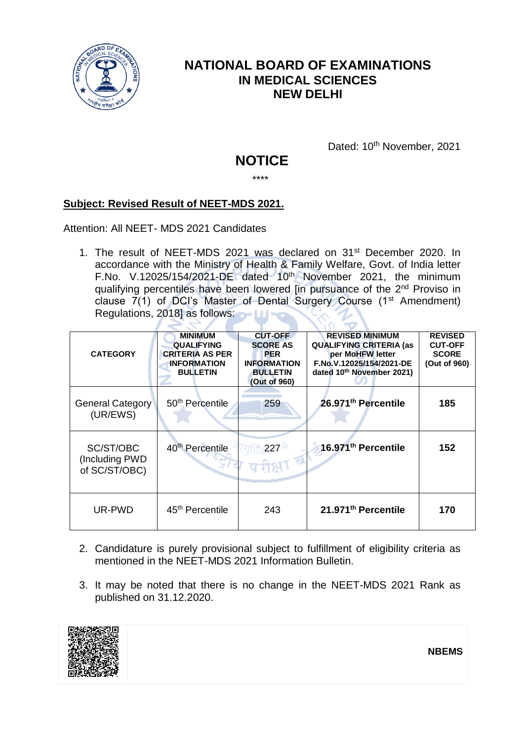# NATIONAL BOARD OF EXAMINATIONS IN MEDICAL SCIENCES NEW DELHI

Dated: 10th November, 2021

## NOTICE

\*\*\*\*

**Subject: Revised Result of NEET-MDS 2021.**

Attention: All NEET- MDS 2021 Candidates

1. The result of NEET-MDS 2021 was declared on 31st December 2020. In accordance with the Ministry of Health & Family Welfare, Govt. of India letter F.No. V.12025/154/2021-DE dated 10th November 2021, the minimum qualifying percentiles have been lowered [in pursuance of the 2nd Proviso in clause 7(1) of DCI's Master of Dental Surgery Course (1st Amendment) Regulations, 2018] as follows:

| CATEGORY | MINIMUM QUALIFYING CRITERIA AS PER INFORMATION BULLETIN | CUT-OFF SCORE AS PER INFORMATION BULLETIN (Out of 960) | REVISED MINIMUM QUALIFYING CRITERIA (as per MoHFW letter F.No.V.12025/154/2021-DE dated 10th November 2021) | REVISED CUT-OFF SCORE (Out of 960) |
|---|---|---|---|---|
| General Category (UR/EWS) | 50th Percentile | 259 | **26.971th Percentile** | **185** |
| SC/ST/OBC (Including PWD of SC/ST/OBC) | 40th Percentile | 227 | **16.971th Percentile** | **152** |
| UR-PWD | 45th Percentile | 243 | **21.971th Percentile** | **170** |

2. Candidature is purely provisional subject to fulfillment of eligibility criteria as mentioned in the NEET-MDS 2021 Information Bulletin.

3. It may be noted that there is no change in the NEET-MDS 2021 Rank as published on 31.12.2020.

**NBEMS**